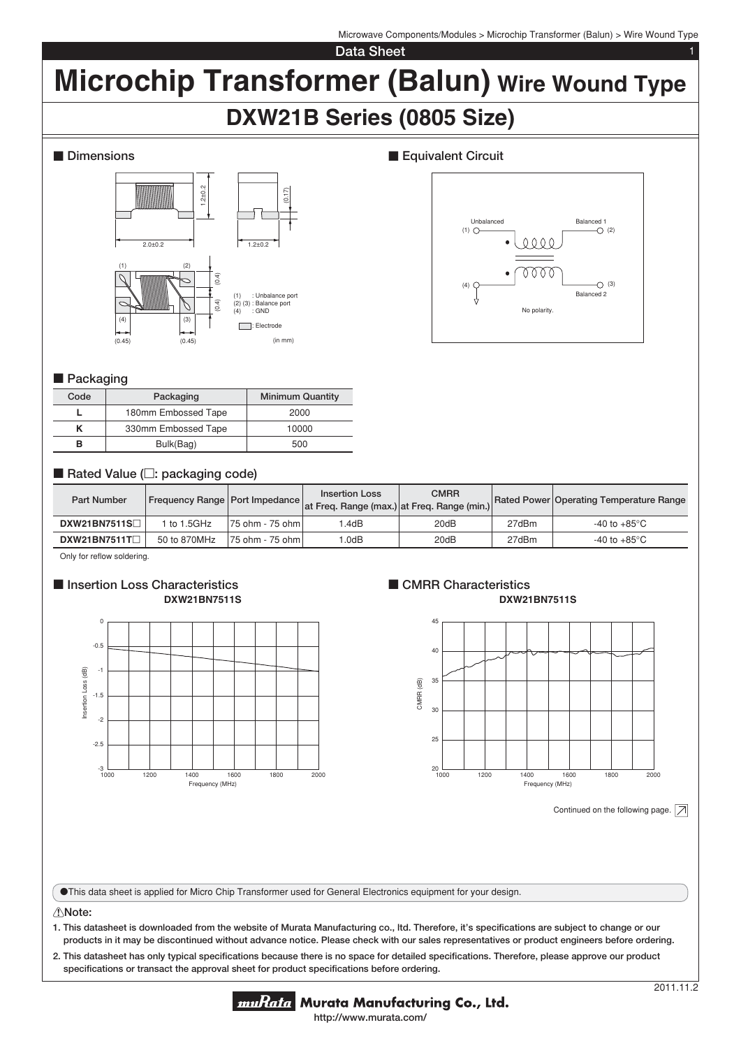Microwave Components/Modules > Microchip Transformer (Balun) > Wire Wound Type

Data Sheet

# Microchip Transformer (Balun) Wire Wound Type

## DXW21B Series (0805 Size)

### ■ Dimensions

(1) : Unbalance port
(2) (3) : Balance port
(4) : GND

: Electrode

(in mm)

### ■ Equivalent Circuit

Unbalanced (1)
Balanced 1 (2)
(4)
(3) Balanced 2

No polarity.

### ■ Packaging

| Code | Packaging | Minimum Quantity |
|---|---|---|
| L | 180mm Embossed Tape | 2000 |
| K | 330mm Embossed Tape | 10000 |
| B | Bulk(Bag) | 500 |

### ■ Rated Value (□: packaging code)

| Part Number | Frequency Range | Port Impedance | Insertion Loss at Freq. Range (max.) | CMRR at Freq. Range (min.) | Rated Power | Operating Temperature Range |
|---|---|---|---|---|---|---|
| DXW21BN7511S□ | 1 to 1.5GHz | 75 ohm - 75 ohm | 1.4dB | 20dB | 27dBm | -40 to +85°C |
| DXW21BN7511T□ | 50 to 870MHz | 75 ohm - 75 ohm | 1.0dB | 20dB | 27dBm | -40 to +85°C |

Only for reflow soldering.

### ■ Insertion Loss Characteristics

DXW21BN7511S

### ■ CMRR Characteristics

DXW21BN7511S

Continued on the following page.

●This data sheet is applied for Micro Chip Transformer used for General Electronics equipment for your design.

**Note:**

1. This datasheet is downloaded from the website of Murata Manufacturing co., ltd. Therefore, it's specifications are subject to change or our products in it may be discontinued without advance notice. Please check with our sales representatives or product engineers before ordering.
2. This datasheet has only typical specifications because there is no space for detailed specifications. Therefore, please approve our product specifications or transact the approval sheet for product specifications before ordering.

2011.11.2

Murata Manufacturing Co., Ltd.
http://www.murata.com/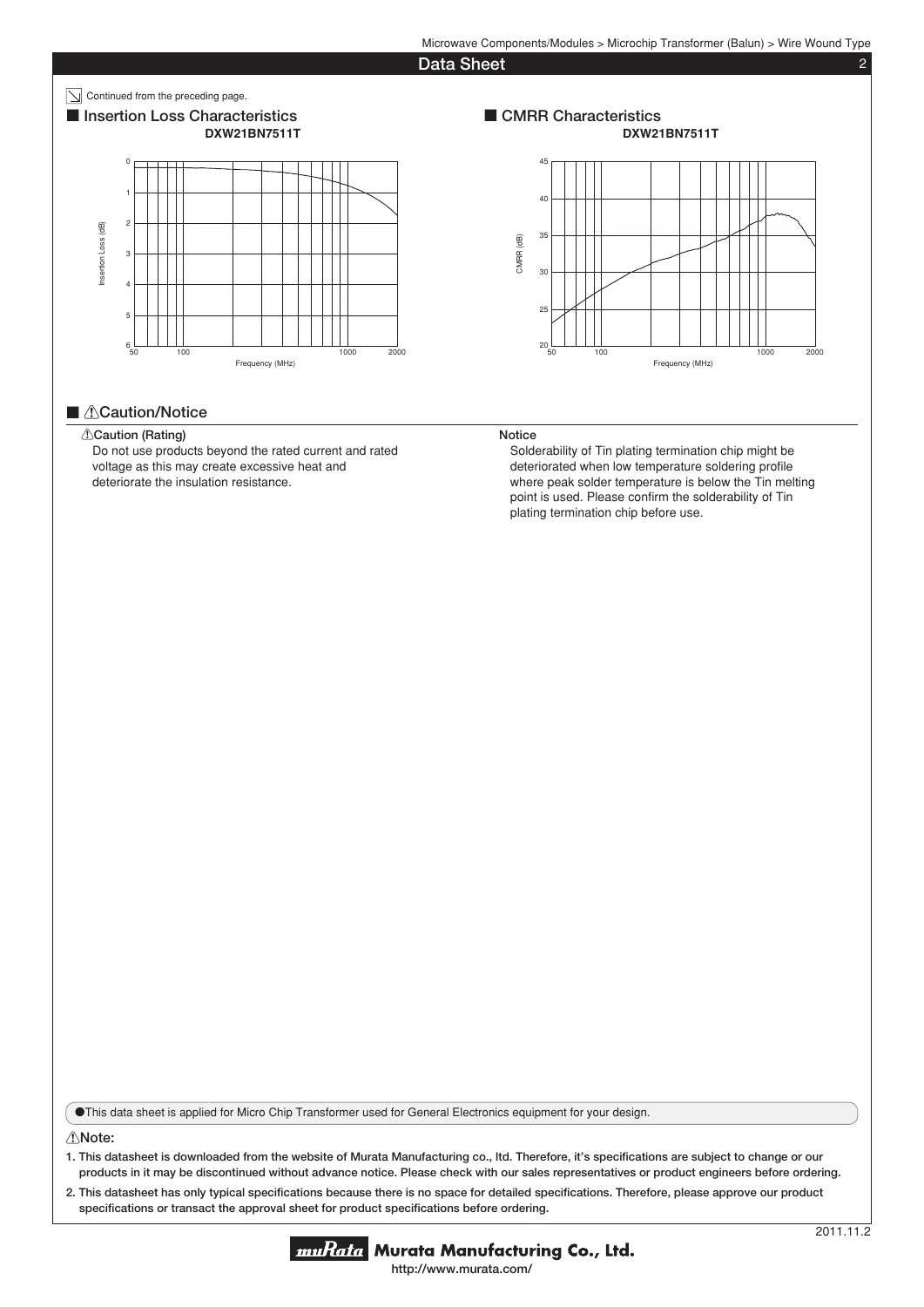Continued from the preceding page.

## ■ Insertion Loss Characteristics

**DXW21BN7511T**

Insertion Loss (dB)

0
1
2
3
4
5
6

50 100 1000 2000

Frequency (MHz)

## ■ CMRR Characteristics

**DXW21BN7511T**

CMRR (dB)

45
40
35
30
25
20

50 100 1000 2000

Frequency (MHz)

## ■ ⚠Caution/Notice

**⚠Caution (Rating)**

Do not use products beyond the rated current and rated voltage as this may create excessive heat and deteriorate the insulation resistance.

**Notice**

Solderability of Tin plating termination chip might be deteriorated when low temperature soldering profile where peak solder temperature is below the Tin melting point is used. Please confirm the solderability of Tin plating termination chip before use.

●This data sheet is applied for Micro Chip Transformer used for General Electronics equipment for your design.

**⚠Note:**

1. **This datasheet is downloaded from the website of Murata Manufacturing co., ltd. Therefore, it's specifications are subject to change or our products in it may be discontinued without advance notice. Please check with our sales representatives or product engineers before ordering.**
2. **This datasheet has only typical specifications because there is no space for detailed specifications. Therefore, please approve our product specifications or transact the approval sheet for product specifications before ordering.**

2011.11.2

Murata Manufacturing Co., Ltd.

http://www.murata.com/